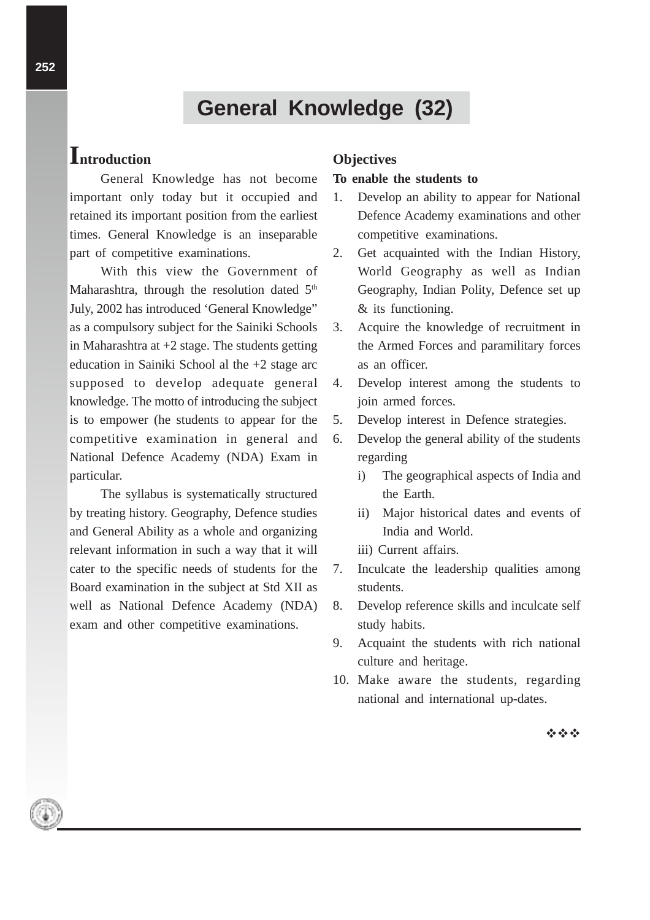# General Knowledge (32)

## Introduction

General Knowledge has not become important only today but it occupied and retained its important position from the earliest times. General Knowledge is an inseparable part of competitive examinations.

With this view the Government of Maharashtra, through the resolution dated 5th July, 2002 has introduced 'General Knowledge" as a compulsory subject for the Sainiki Schools in Maharashtra at +2 stage. The students getting education in Sainiki School al the +2 stage arc supposed to develop adequate general knowledge. The motto of introducing the subject is to empower (he students to appear for the competitive examination in general and National Defence Academy (NDA) Exam in particular.

The syllabus is systematically structured by treating history. Geography, Defence studies and General Ability as a whole and organizing relevant information in such a way that it will cater to the specific needs of students for the Board examination in the subject at Std XII as well as National Defence Academy (NDA) exam and other competitive examinations.

## Objectives

**To enable the students to**

1. Develop an ability to appear for National Defence Academy examinations and other competitive examinations.
2. Get acquainted with the Indian History, World Geography as well as Indian Geography, Indian Polity, Defence set up & its functioning.
3. Acquire the knowledge of recruitment in the Armed Forces and paramilitary forces as an officer.
4. Develop interest among the students to join armed forces.
5. Develop interest in Defence strategies.
6. Develop the general ability of the students regarding
   i) The geographical aspects of India and the Earth.
   ii) Major historical dates and events of India and World.
   iii) Current affairs.
7. Inculcate the leadership qualities among students.
8. Develop reference skills and inculcate self study habits.
9. Acquaint the students with rich national culture and heritage.
10. Make aware the students, regarding national and international up-dates.

❖❖❖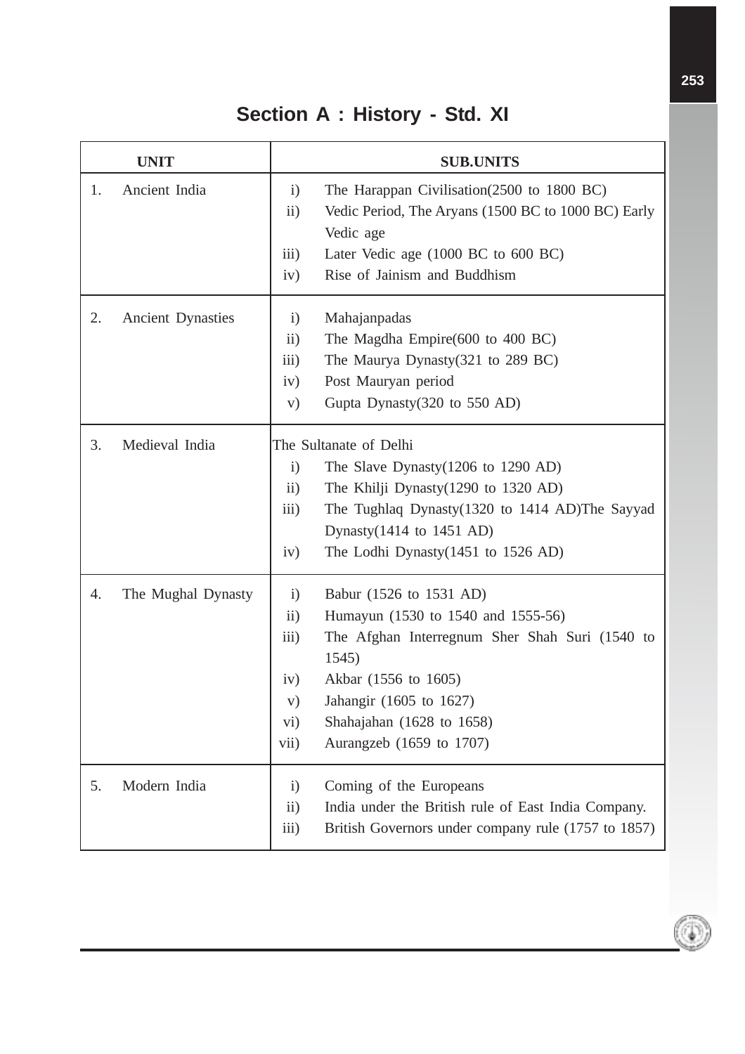# Section A : History - Std. XI

| UNIT | SUB.UNITS |
|---|---|
| 1. Ancient India | i) The Harappan Civilisation(2500 to 1800 BC)<br>ii) Vedic Period, The Aryans (1500 BC to 1000 BC) Early Vedic age<br>iii) Later Vedic age (1000 BC to 600 BC)<br>iv) Rise of Jainism and Buddhism |
| 2. Ancient Dynasties | i) Mahajanpadas<br>ii) The Magdha Empire(600 to 400 BC)<br>iii) The Maurya Dynasty(321 to 289 BC)<br>iv) Post Mauryan period<br>v) Gupta Dynasty(320 to 550 AD) |
| 3. Medieval India | The Sultanate of Delhi<br>i) The Slave Dynasty(1206 to 1290 AD)<br>ii) The Khilji Dynasty(1290 to 1320 AD)<br>iii) The Tughlaq Dynasty(1320 to 1414 AD)The Sayyad Dynasty(1414 to 1451 AD)<br>iv) The Lodhi Dynasty(1451 to 1526 AD) |
| 4. The Mughal Dynasty | i) Babur (1526 to 1531 AD)<br>ii) Humayun (1530 to 1540 and 1555-56)<br>iii) The Afghan Interregnum Sher Shah Suri (1540 to 1545)<br>iv) Akbar (1556 to 1605)<br>v) Jahangir (1605 to 1627)<br>vi) Shahajahan (1628 to 1658)<br>vii) Aurangzeb (1659 to 1707) |
| 5. Modern India | i) Coming of the Europeans<br>ii) India under the British rule of East India Company.<br>iii) British Governors under company rule (1757 to 1857) |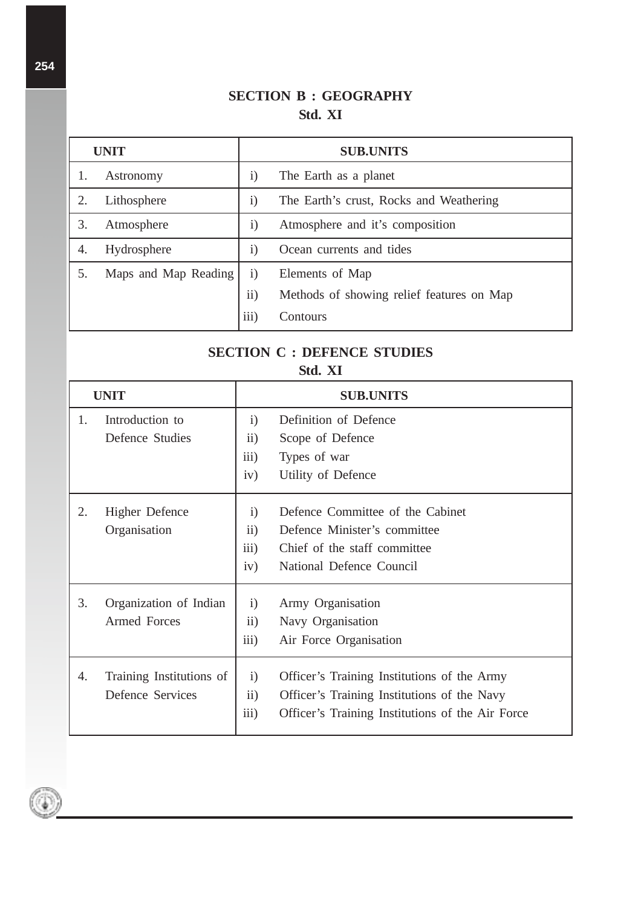## SECTION B : GEOGRAPHY

### Std. XI

| UNIT | SUB.UNITS |
|---|---|
| 1. Astronomy | i) The Earth as a planet |
| 2. Lithosphere | i) The Earth's crust, Rocks and Weathering |
| 3. Atmosphere | i) Atmosphere and it's composition |
| 4. Hydrosphere | i) Ocean currents and tides |
| 5. Maps and Map Reading | i) Elements of Map<br>ii) Methods of showing relief features on Map<br>iii) Contours |

## SECTION C : DEFENCE STUDIES

### Std. XI

| UNIT | SUB.UNITS |
|---|---|
| 1. Introduction to Defence Studies | i) Definition of Defence<br>ii) Scope of Defence<br>iii) Types of war<br>iv) Utility of Defence |
| 2. Higher Defence Organisation | i) Defence Committee of the Cabinet<br>ii) Defence Minister's committee<br>iii) Chief of the staff committee<br>iv) National Defence Council |
| 3. Organization of Indian Armed Forces | i) Army Organisation<br>ii) Navy Organisation<br>iii) Air Force Organisation |
| 4. Training Institutions of Defence Services | i) Officer's Training Institutions of the Army<br>ii) Officer's Training Institutions of the Navy<br>iii) Officer's Training Institutions of the Air Force |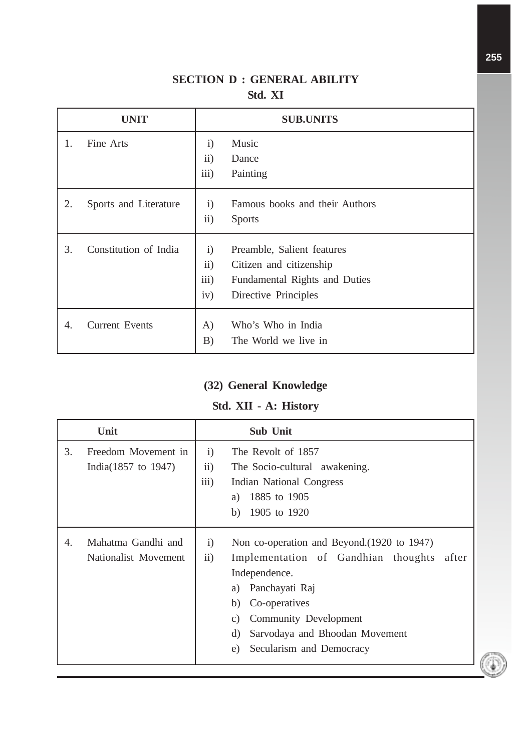## SECTION D : GENERAL ABILITY

### Std. XI

| UNIT | SUB.UNITS |
|---|---|
| 1. Fine Arts | i) Music<br>ii) Dance<br>iii) Painting |
| 2. Sports and Literature | i) Famous books and their Authors<br>ii) Sports |
| 3. Constitution of India | i) Preamble, Salient features<br>ii) Citizen and citizenship<br>iii) Fundamental Rights and Duties<br>iv) Directive Principles |
| 4. Current Events | A) Who's Who in India<br>B) The World we live in |

## (32) General Knowledge

### Std. XII - A: History

| Unit | Sub Unit |
|---|---|
| 3. Freedom Movement in India(1857 to 1947) | i) The Revolt of 1857<br>ii) The Socio-cultural awakening.<br>iii) Indian National Congress<br>a) 1885 to 1905<br>b) 1905 to 1920 |
| 4. Mahatma Gandhi and Nationalist Movement | i) Non co-operation and Beyond.(1920 to 1947)<br>ii) Implementation of Gandhian thoughts after Independence.<br>a) Panchayati Raj<br>b) Co-operatives<br>c) Community Development<br>d) Sarvodaya and Bhoodan Movement<br>e) Secularism and Democracy |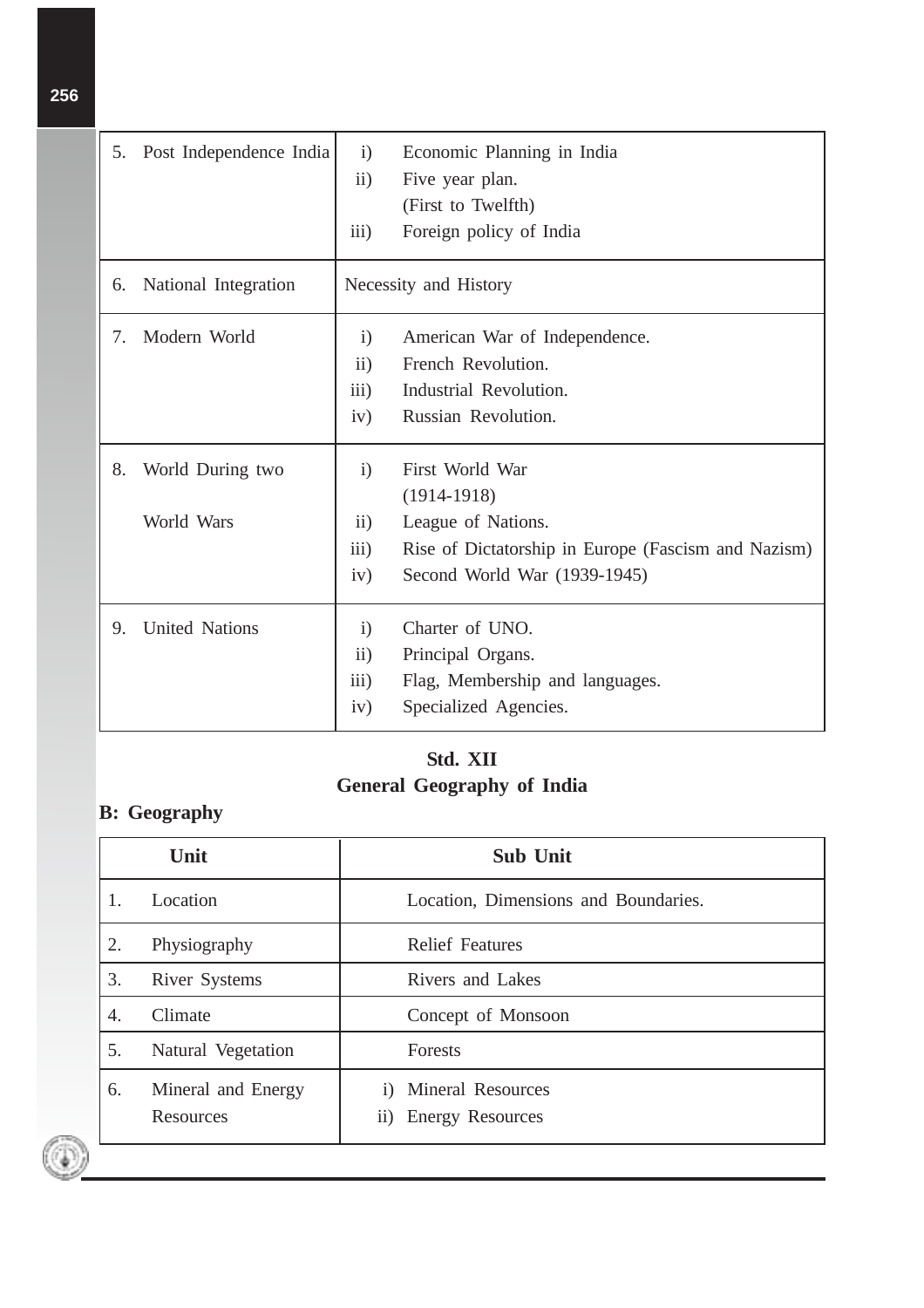| | |
|---|---|
| 5. Post Independence India | i) Economic Planning in India<br>ii) Five year plan. (First to Twelfth)<br>iii) Foreign policy of India |
| 6. National Integration | Necessity and History |
| 7. Modern World | i) American War of Independence.<br>ii) French Revolution.<br>iii) Industrial Revolution.<br>iv) Russian Revolution. |
| 8. World During two World Wars | i) First World War (1914-1918)<br>ii) League of Nations.<br>iii) Rise of Dictatorship in Europe (Fascism and Nazism)<br>iv) Second World War (1939-1945) |
| 9. United Nations | i) Charter of UNO.<br>ii) Principal Organs.<br>iii) Flag, Membership and languages.<br>iv) Specialized Agencies. |

## Std. XII
## General Geography of India

**B: Geography**

| Unit | Sub Unit |
|---|---|
| 1. Location | Location, Dimensions and Boundaries. |
| 2. Physiography | Relief Features |
| 3. River Systems | Rivers and Lakes |
| 4. Climate | Concept of Monsoon |
| 5. Natural Vegetation | Forests |
| 6. Mineral and Energy Resources | i) Mineral Resources<br>ii) Energy Resources |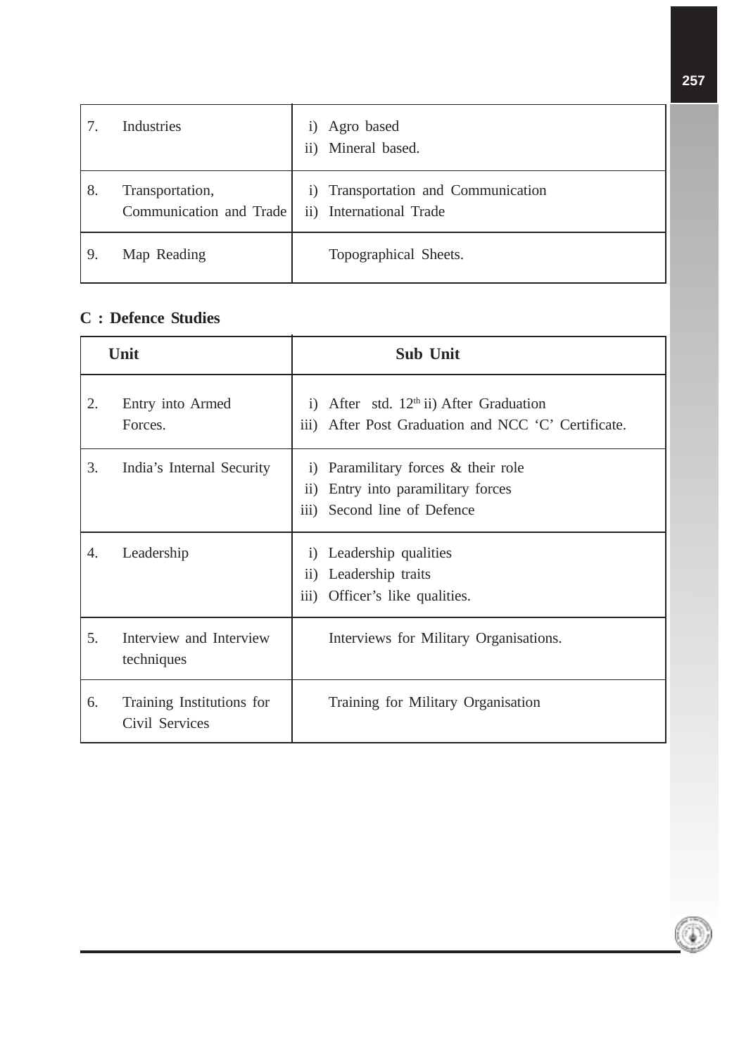| | | |
|---|---|---|
| 7. | Industries | i) Agro based<br>ii) Mineral based. |
| 8. | Transportation, Communication and Trade | i) Transportation and Communication<br>ii) International Trade |
| 9. | Map Reading | Topographical Sheets. |

**C : Defence Studies**

| Unit | | Sub Unit |
|---|---|---|
| 2. | Entry into Armed Forces. | i) After std. $12^{th}$ ii) After Graduation<br>iii) After Post Graduation and NCC 'C' Certificate. |
| 3. | India's Internal Security | i) Paramilitary forces & their role<br>ii) Entry into paramilitary forces<br>iii) Second line of Defence |
| 4. | Leadership | i) Leadership qualities<br>ii) Leadership traits<br>iii) Officer's like qualities. |
| 5. | Interview and Interview techniques | Interviews for Military Organisations. |
| 6. | Training Institutions for Civil Services | Training for Military Organisation |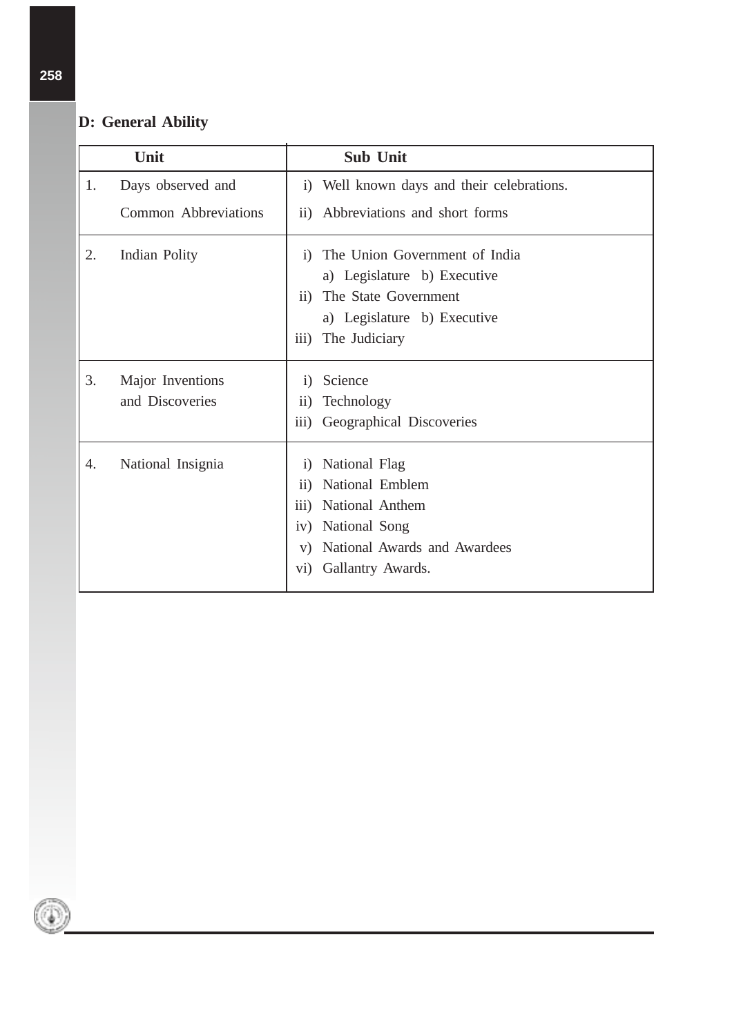## D: General Ability

| Unit | Sub Unit |
|---|---|
| 1. Days observed and Common Abbreviations | i) Well known days and their celebrations.<br>ii) Abbreviations and short forms |
| 2. Indian Polity | i) The Union Government of India<br>a) Legislature b) Executive<br>ii) The State Government<br>a) Legislature b) Executive<br>iii) The Judiciary |
| 3. Major Inventions and Discoveries | i) Science<br>ii) Technology<br>iii) Geographical Discoveries |
| 4. National Insignia | i) National Flag<br>ii) National Emblem<br>iii) National Anthem<br>iv) National Song<br>v) National Awards and Awardees<br>vi) Gallantry Awards. |